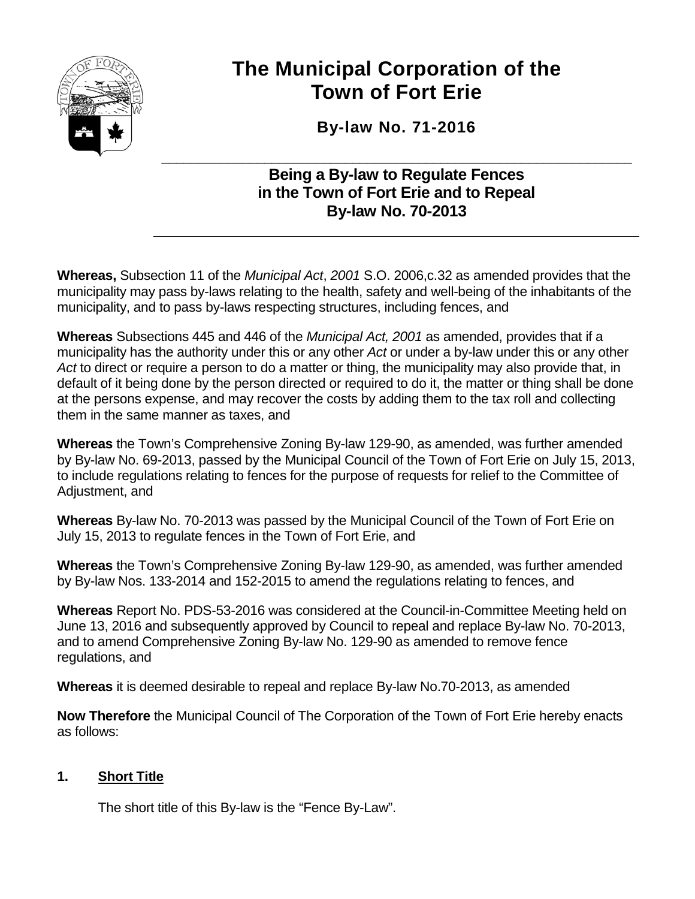# The Municipal Corporation of the Town of Fort Erie

**By-law No. 71-2016**

## Being a By-law to Regulate Fences in the Town of Fort Erie and to Repeal By-law No. 70-2013

**Whereas,** Subsection 11 of the *Municipal Act*, *2001* S.O. 2006,c.32 as amended provides that the municipality may pass by-laws relating to the health, safety and well-being of the inhabitants of the municipality, and to pass by-laws respecting structures, including fences, and

**Whereas** Subsections 445 and 446 of the *Municipal Act, 2001* as amended, provides that if a municipality has the authority under this or any other *Act* or under a by-law under this or any other *Act* to direct or require a person to do a matter or thing, the municipality may also provide that, in default of it being done by the person directed or required to do it, the matter or thing shall be done at the persons expense, and may recover the costs by adding them to the tax roll and collecting them in the same manner as taxes, and

**Whereas** the Town's Comprehensive Zoning By-law 129-90, as amended, was further amended by By-law No. 69-2013, passed by the Municipal Council of the Town of Fort Erie on July 15, 2013, to include regulations relating to fences for the purpose of requests for relief to the Committee of Adjustment, and

**Whereas** By-law No. 70-2013 was passed by the Municipal Council of the Town of Fort Erie on July 15, 2013 to regulate fences in the Town of Fort Erie, and

**Whereas** the Town's Comprehensive Zoning By-law 129-90, as amended, was further amended by By-law Nos. 133-2014 and 152-2015 to amend the regulations relating to fences, and

**Whereas** Report No. PDS-53-2016 was considered at the Council-in-Committee Meeting held on June 13, 2016 and subsequently approved by Council to repeal and replace By-law No. 70-2013, and to amend Comprehensive Zoning By-law No. 129-90 as amended to remove fence regulations, and

**Whereas** it is deemed desirable to repeal and replace By-law No.70-2013, as amended

**Now Therefore** the Municipal Council of The Corporation of the Town of Fort Erie hereby enacts as follows:

## 1. Short Title

The short title of this By-law is the "Fence By-Law".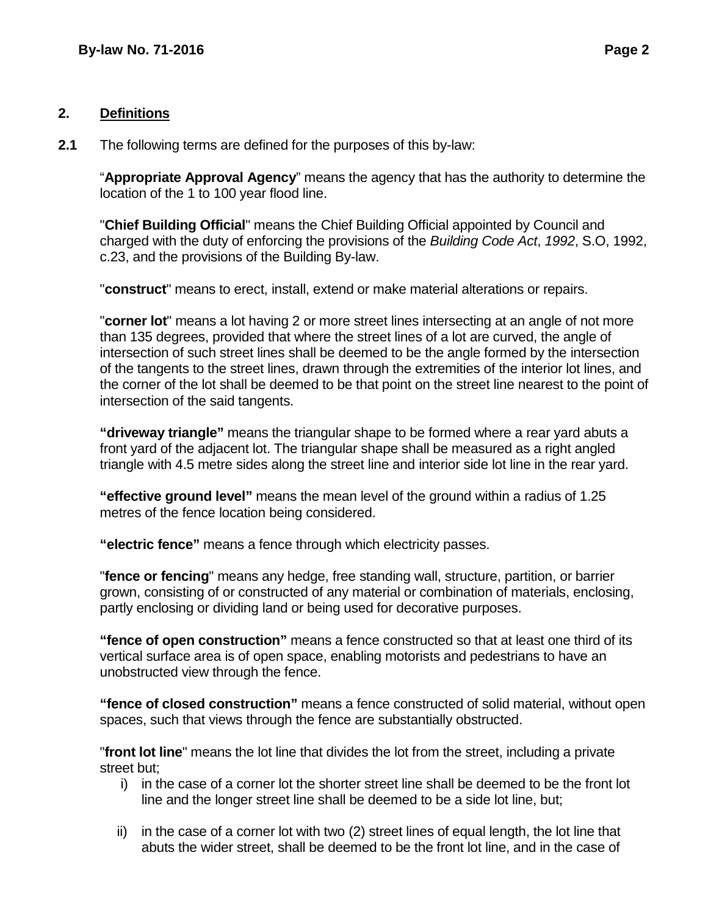## 2. Definitions

**2.1** The following terms are defined for the purposes of this by-law:

"**Appropriate Approval Agency**" means the agency that has the authority to determine the location of the 1 to 100 year flood line.

"**Chief Building Official**" means the Chief Building Official appointed by Council and charged with the duty of enforcing the provisions of the *Building Code Act*, *1992*, S.O, 1992, c.23, and the provisions of the Building By-law.

"**construct**" means to erect, install, extend or make material alterations or repairs.

"**corner lot**" means a lot having 2 or more street lines intersecting at an angle of not more than 135 degrees, provided that where the street lines of a lot are curved, the angle of intersection of such street lines shall be deemed to be the angle formed by the intersection of the tangents to the street lines, drawn through the extremities of the interior lot lines, and the corner of the lot shall be deemed to be that point on the street line nearest to the point of intersection of the said tangents.

**"driveway triangle"** means the triangular shape to be formed where a rear yard abuts a front yard of the adjacent lot. The triangular shape shall be measured as a right angled triangle with 4.5 metre sides along the street line and interior side lot line in the rear yard.

**"effective ground level"** means the mean level of the ground within a radius of 1.25 metres of the fence location being considered.

**"electric fence"** means a fence through which electricity passes.

"**fence or fencing**" means any hedge, free standing wall, structure, partition, or barrier grown, consisting of or constructed of any material or combination of materials, enclosing, partly enclosing or dividing land or being used for decorative purposes.

**"fence of open construction"** means a fence constructed so that at least one third of its vertical surface area is of open space, enabling motorists and pedestrians to have an unobstructed view through the fence.

**"fence of closed construction"** means a fence constructed of solid material, without open spaces, such that views through the fence are substantially obstructed.

"**front lot line**" means the lot line that divides the lot from the street, including a private street but;

i) in the case of a corner lot the shorter street line shall be deemed to be the front lot line and the longer street line shall be deemed to be a side lot line, but;

ii) in the case of a corner lot with two (2) street lines of equal length, the lot line that abuts the wider street, shall be deemed to be the front lot line, and in the case of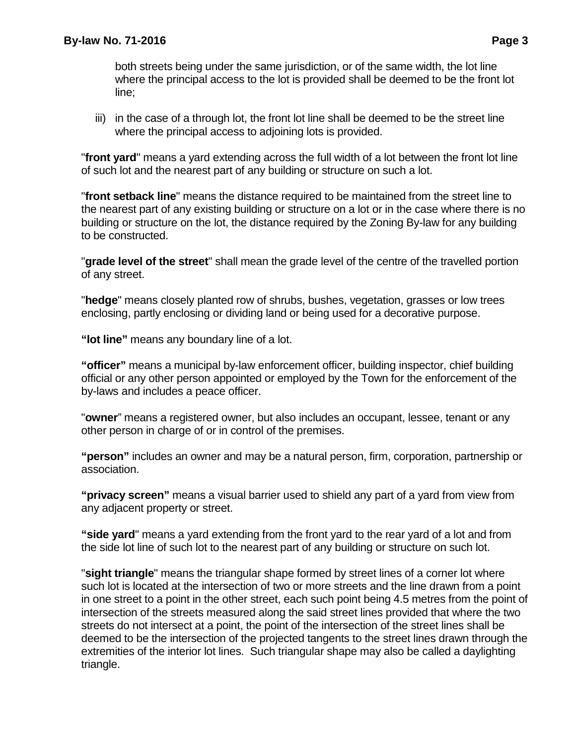both streets being under the same jurisdiction, or of the same width, the lot line where the principal access to the lot is provided shall be deemed to be the front lot line;

iii) in the case of a through lot, the front lot line shall be deemed to be the street line where the principal access to adjoining lots is provided.

"**front yard**" means a yard extending across the full width of a lot between the front lot line of such lot and the nearest part of any building or structure on such a lot.

"**front setback line**" means the distance required to be maintained from the street line to the nearest part of any existing building or structure on a lot or in the case where there is no building or structure on the lot, the distance required by the Zoning By-law for any building to be constructed.

"**grade level of the street**" shall mean the grade level of the centre of the travelled portion of any street.

"**hedge**" means closely planted row of shrubs, bushes, vegetation, grasses or low trees enclosing, partly enclosing or dividing land or being used for a decorative purpose.

**"lot line"** means any boundary line of a lot.

**"officer"** means a municipal by-law enforcement officer, building inspector, chief building official or any other person appointed or employed by the Town for the enforcement of the by-laws and includes a peace officer.

"**owner**" means a registered owner, but also includes an occupant, lessee, tenant or any other person in charge of or in control of the premises.

**"person"** includes an owner and may be a natural person, firm, corporation, partnership or association.

**"privacy screen"** means a visual barrier used to shield any part of a yard from view from any adjacent property or street.

**"side yard**" means a yard extending from the front yard to the rear yard of a lot and from the side lot line of such lot to the nearest part of any building or structure on such lot.

"**sight triangle**" means the triangular shape formed by street lines of a corner lot where such lot is located at the intersection of two or more streets and the line drawn from a point in one street to a point in the other street, each such point being 4.5 metres from the point of intersection of the streets measured along the said street lines provided that where the two streets do not intersect at a point, the point of the intersection of the street lines shall be deemed to be the intersection of the projected tangents to the street lines drawn through the extremities of the interior lot lines. Such triangular shape may also be called a daylighting triangle.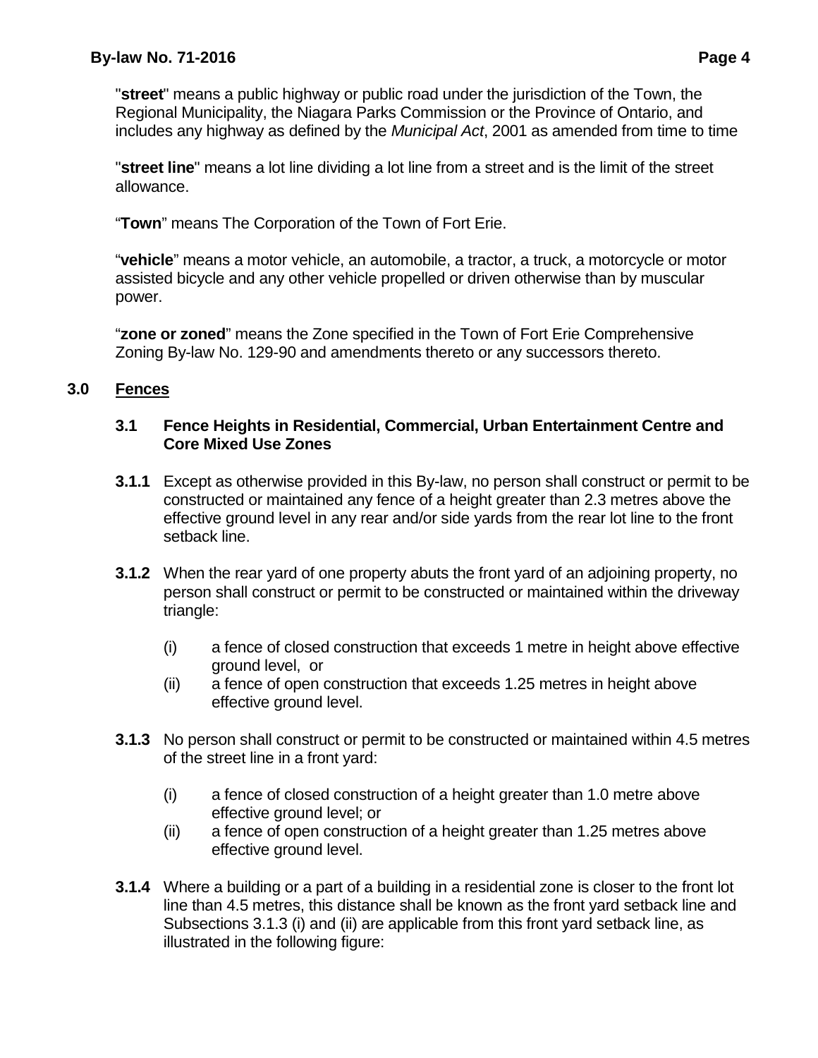"**street**" means a public highway or public road under the jurisdiction of the Town, the Regional Municipality, the Niagara Parks Commission or the Province of Ontario, and includes any highway as defined by the *Municipal Act*, 2001 as amended from time to time

"**street line**" means a lot line dividing a lot line from a street and is the limit of the street allowance.

"**Town**" means The Corporation of the Town of Fort Erie.

"**vehicle**" means a motor vehicle, an automobile, a tractor, a truck, a motorcycle or motor assisted bicycle and any other vehicle propelled or driven otherwise than by muscular power.

"**zone or zoned**" means the Zone specified in the Town of Fort Erie Comprehensive Zoning By-law No. 129-90 and amendments thereto or any successors thereto.

## 3.0 Fences

### 3.1 Fence Heights in Residential, Commercial, Urban Entertainment Centre and Core Mixed Use Zones

**3.1.1** Except as otherwise provided in this By-law, no person shall construct or permit to be constructed or maintained any fence of a height greater than 2.3 metres above the effective ground level in any rear and/or side yards from the rear lot line to the front setback line.

**3.1.2** When the rear yard of one property abuts the front yard of an adjoining property, no person shall construct or permit to be constructed or maintained within the driveway triangle:

(i) a fence of closed construction that exceeds 1 metre in height above effective ground level, or
(ii) a fence of open construction that exceeds 1.25 metres in height above effective ground level.

**3.1.3** No person shall construct or permit to be constructed or maintained within 4.5 metres of the street line in a front yard:

(i) a fence of closed construction of a height greater than 1.0 metre above effective ground level; or
(ii) a fence of open construction of a height greater than 1.25 metres above effective ground level.

**3.1.4** Where a building or a part of a building in a residential zone is closer to the front lot line than 4.5 metres, this distance shall be known as the front yard setback line and Subsections 3.1.3 (i) and (ii) are applicable from this front yard setback line, as illustrated in the following figure: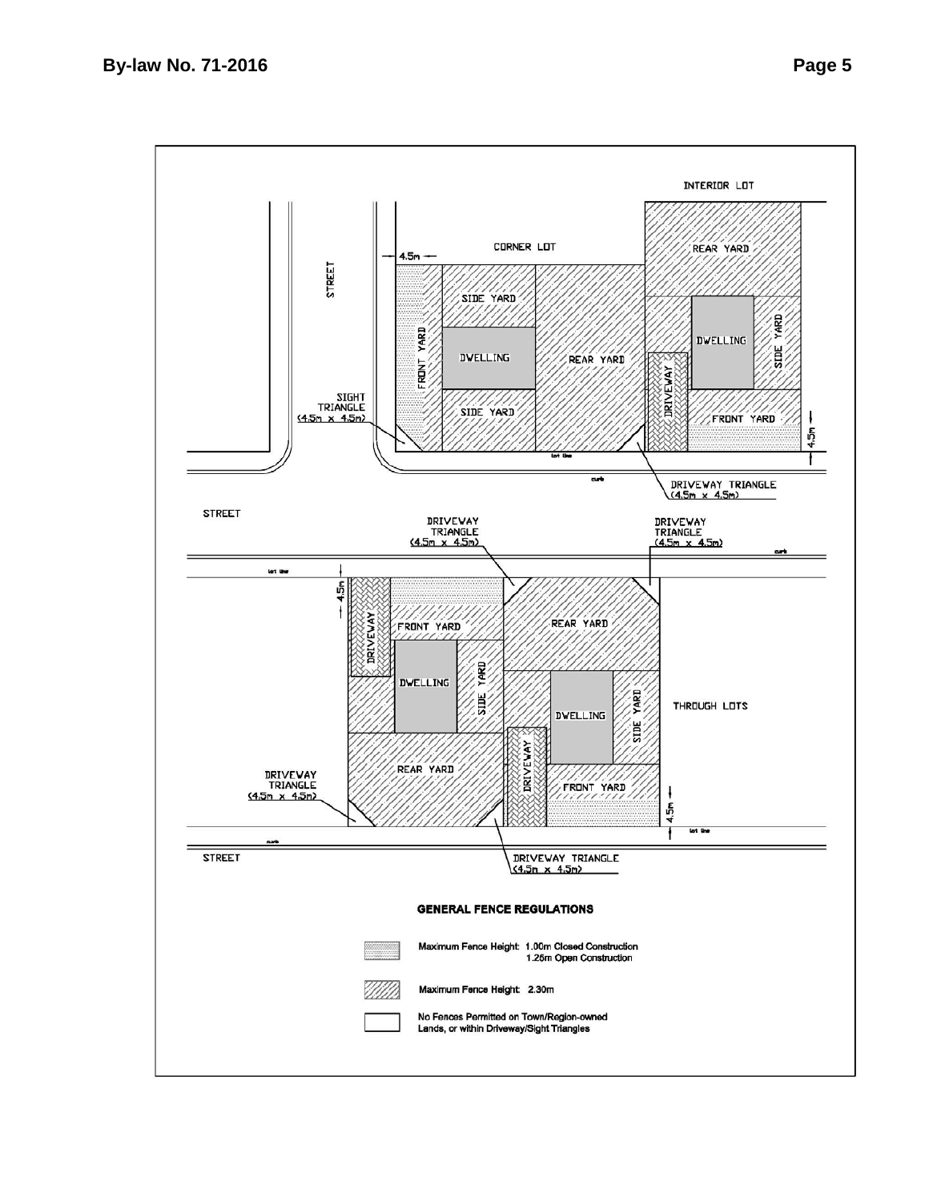INTERIOR LOT

CORNER LOT

4.5m

STREET

SIDE YARD

FRONT YARD

DWELLING

REAR YARD

SIDE YARD

SIGHT TRIANGLE (4.5m x 4.5m)

REAR YARD

DWELLING

SIDE YARD

DRIVEWAY

FRONT YARD

4.5m

lot line

curb

DRIVEWAY TRIANGLE (4.5m x 4.5m)

STREET

DRIVEWAY TRIANGLE (4.5m x 4.5m)

DRIVEWAY TRIANGLE (4.5m x 4.5m)

curb

lot line

4.5m

DRIVEWAY

FRONT YARD

REAR YARD

DWELLING

SIDE YARD

DWELLING

SIDE YARD

THROUGH LOTS

REAR YARD

DRIVEWAY

FRONT YARD

DRIVEWAY TRIANGLE (4.5m x 4.5m)

4.5m

lot line

curb

STREET

DRIVEWAY TRIANGLE (4.5m x 4.5m)

**GENERAL FENCE REGULATIONS**

Maximum Fence Height: 1.00m Closed Construction
1.25m Open Construction

Maximum Fence Height: 2.30m

No Fences Permitted on Town/Region-owned Lands, or within Driveway/Sight Triangles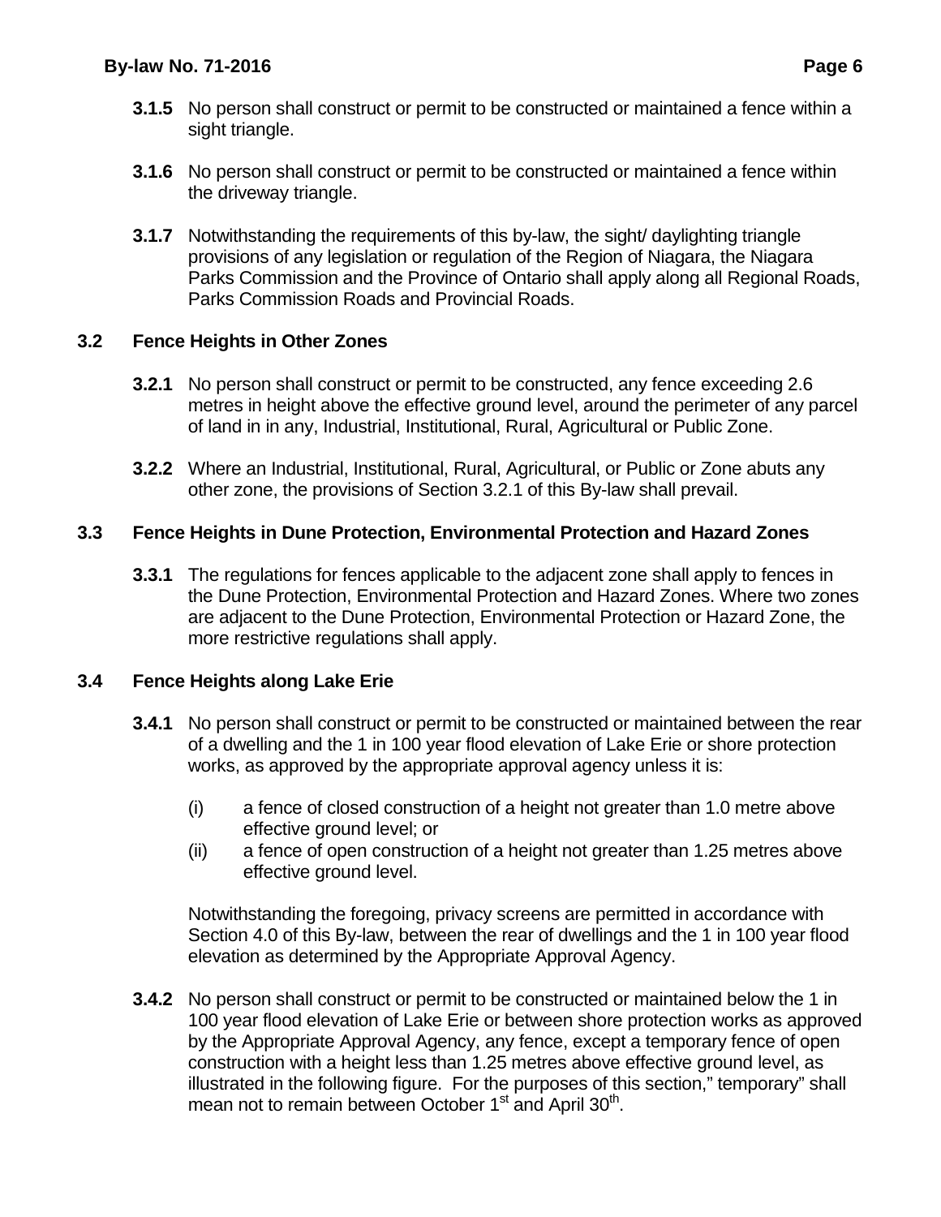**3.1.5** No person shall construct or permit to be constructed or maintained a fence within a sight triangle.

**3.1.6** No person shall construct or permit to be constructed or maintained a fence within the driveway triangle.

**3.1.7** Notwithstanding the requirements of this by-law, the sight/ daylighting triangle provisions of any legislation or regulation of the Region of Niagara, the Niagara Parks Commission and the Province of Ontario shall apply along all Regional Roads, Parks Commission Roads and Provincial Roads.

## 3.2 Fence Heights in Other Zones

**3.2.1** No person shall construct or permit to be constructed, any fence exceeding 2.6 metres in height above the effective ground level, around the perimeter of any parcel of land in in any, Industrial, Institutional, Rural, Agricultural or Public Zone.

**3.2.2** Where an Industrial, Institutional, Rural, Agricultural, or Public or Zone abuts any other zone, the provisions of Section 3.2.1 of this By-law shall prevail.

## 3.3 Fence Heights in Dune Protection, Environmental Protection and Hazard Zones

**3.3.1** The regulations for fences applicable to the adjacent zone shall apply to fences in the Dune Protection, Environmental Protection and Hazard Zones. Where two zones are adjacent to the Dune Protection, Environmental Protection or Hazard Zone, the more restrictive regulations shall apply.

## 3.4 Fence Heights along Lake Erie

**3.4.1** No person shall construct or permit to be constructed or maintained between the rear of a dwelling and the 1 in 100 year flood elevation of Lake Erie or shore protection works, as approved by the appropriate approval agency unless it is:

(i) a fence of closed construction of a height not greater than 1.0 metre above effective ground level; or

(ii) a fence of open construction of a height not greater than 1.25 metres above effective ground level.

Notwithstanding the foregoing, privacy screens are permitted in accordance with Section 4.0 of this By-law, between the rear of dwellings and the 1 in 100 year flood elevation as determined by the Appropriate Approval Agency.

**3.4.2** No person shall construct or permit to be constructed or maintained below the 1 in 100 year flood elevation of Lake Erie or between shore protection works as approved by the Appropriate Approval Agency, any fence, except a temporary fence of open construction with a height less than 1.25 metres above effective ground level, as illustrated in the following figure. For the purposes of this section," temporary" shall mean not to remain between October 1st and April 30th.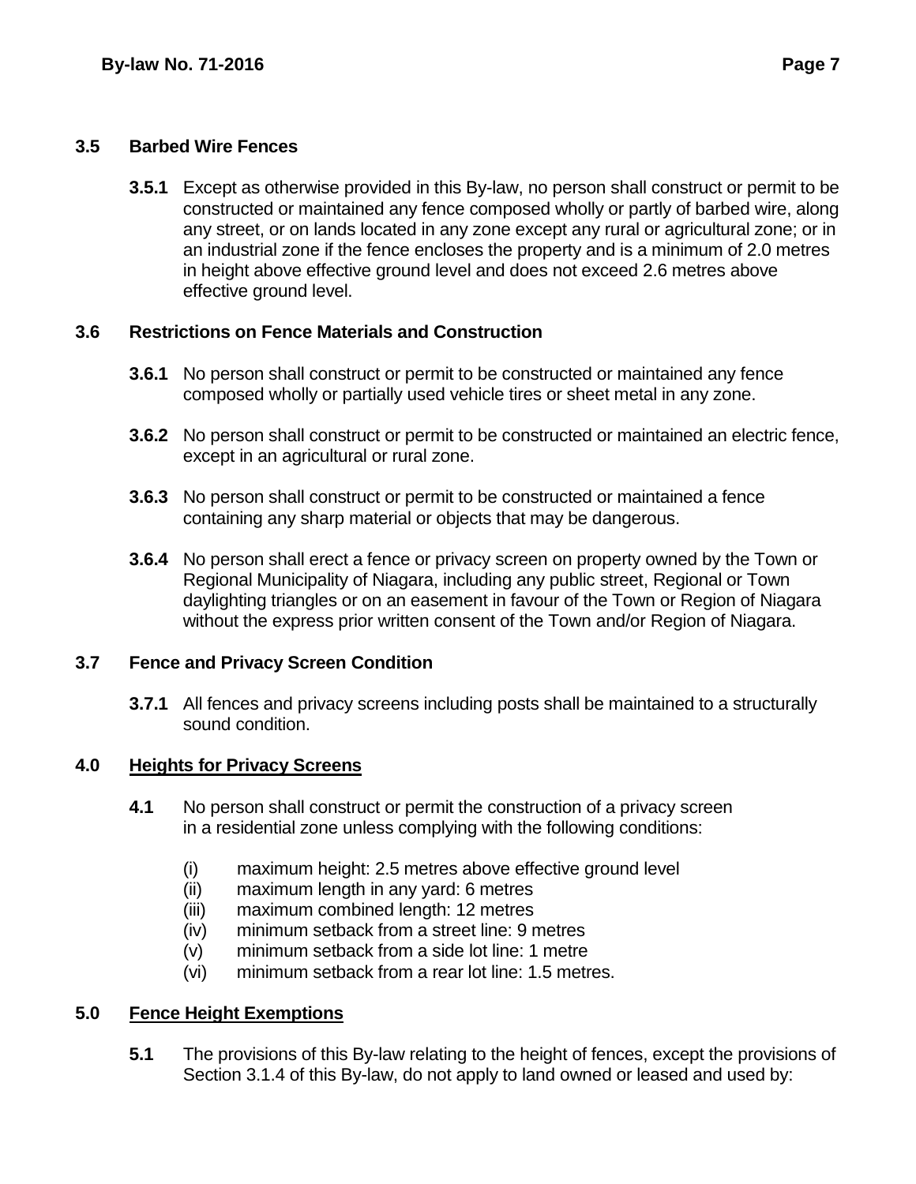### 3.5 Barbed Wire Fences

**3.5.1** Except as otherwise provided in this By-law, no person shall construct or permit to be constructed or maintained any fence composed wholly or partly of barbed wire, along any street, or on lands located in any zone except any rural or agricultural zone; or in an industrial zone if the fence encloses the property and is a minimum of 2.0 metres in height above effective ground level and does not exceed 2.6 metres above effective ground level.

### 3.6 Restrictions on Fence Materials and Construction

**3.6.1** No person shall construct or permit to be constructed or maintained any fence composed wholly or partially used vehicle tires or sheet metal in any zone.

**3.6.2** No person shall construct or permit to be constructed or maintained an electric fence, except in an agricultural or rural zone.

**3.6.3** No person shall construct or permit to be constructed or maintained a fence containing any sharp material or objects that may be dangerous.

**3.6.4** No person shall erect a fence or privacy screen on property owned by the Town or Regional Municipality of Niagara, including any public street, Regional or Town daylighting triangles or on an easement in favour of the Town or Region of Niagara without the express prior written consent of the Town and/or Region of Niagara.

### 3.7 Fence and Privacy Screen Condition

**3.7.1** All fences and privacy screens including posts shall be maintained to a structurally sound condition.

## 4.0 <u>Heights for Privacy Screens</u>

**4.1** No person shall construct or permit the construction of a privacy screen in a residential zone unless complying with the following conditions:

(i) maximum height: 2.5 metres above effective ground level
(ii) maximum length in any yard: 6 metres
(iii) maximum combined length: 12 metres
(iv) minimum setback from a street line: 9 metres
(v) minimum setback from a side lot line: 1 metre
(vi) minimum setback from a rear lot line: 1.5 metres.

## 5.0 <u>Fence Height Exemptions</u>

**5.1** The provisions of this By-law relating to the height of fences, except the provisions of Section 3.1.4 of this By-law, do not apply to land owned or leased and used by: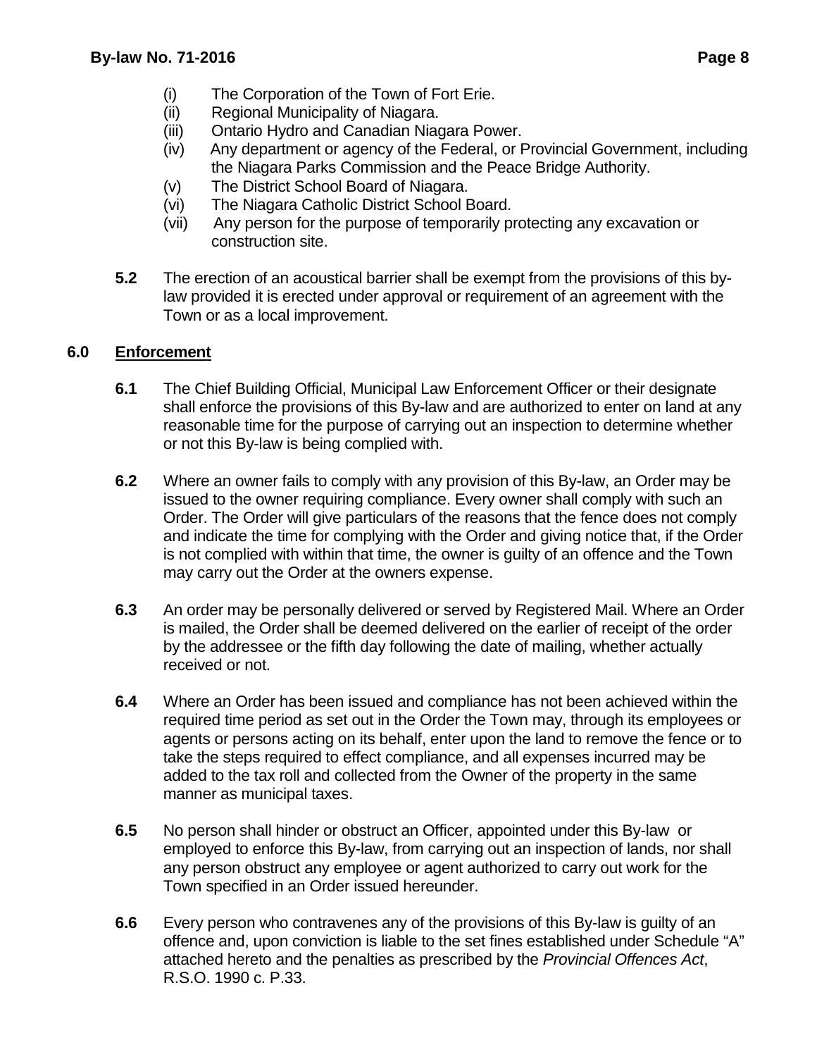(i) The Corporation of the Town of Fort Erie.
(ii) Regional Municipality of Niagara.
(iii) Ontario Hydro and Canadian Niagara Power.
(iv) Any department or agency of the Federal, or Provincial Government, including the Niagara Parks Commission and the Peace Bridge Authority.
(v) The District School Board of Niagara.
(vi) The Niagara Catholic District School Board.
(vii) Any person for the purpose of temporarily protecting any excavation or construction site.

**5.2** The erection of an acoustical barrier shall be exempt from the provisions of this by-law provided it is erected under approval or requirement of an agreement with the Town or as a local improvement.

## 6.0 Enforcement

**6.1** The Chief Building Official, Municipal Law Enforcement Officer or their designate shall enforce the provisions of this By-law and are authorized to enter on land at any reasonable time for the purpose of carrying out an inspection to determine whether or not this By-law is being complied with.

**6.2** Where an owner fails to comply with any provision of this By-law, an Order may be issued to the owner requiring compliance. Every owner shall comply with such an Order. The Order will give particulars of the reasons that the fence does not comply and indicate the time for complying with the Order and giving notice that, if the Order is not complied with within that time, the owner is guilty of an offence and the Town may carry out the Order at the owners expense.

**6.3** An order may be personally delivered or served by Registered Mail. Where an Order is mailed, the Order shall be deemed delivered on the earlier of receipt of the order by the addressee or the fifth day following the date of mailing, whether actually received or not.

**6.4** Where an Order has been issued and compliance has not been achieved within the required time period as set out in the Order the Town may, through its employees or agents or persons acting on its behalf, enter upon the land to remove the fence or to take the steps required to effect compliance, and all expenses incurred may be added to the tax roll and collected from the Owner of the property in the same manner as municipal taxes.

**6.5** No person shall hinder or obstruct an Officer, appointed under this By-law or employed to enforce this By-law, from carrying out an inspection of lands, nor shall any person obstruct any employee or agent authorized to carry out work for the Town specified in an Order issued hereunder.

**6.6** Every person who contravenes any of the provisions of this By-law is guilty of an offence and, upon conviction is liable to the set fines established under Schedule "A" attached hereto and the penalties as prescribed by the *Provincial Offences Act*, R.S.O. 1990 c. P.33.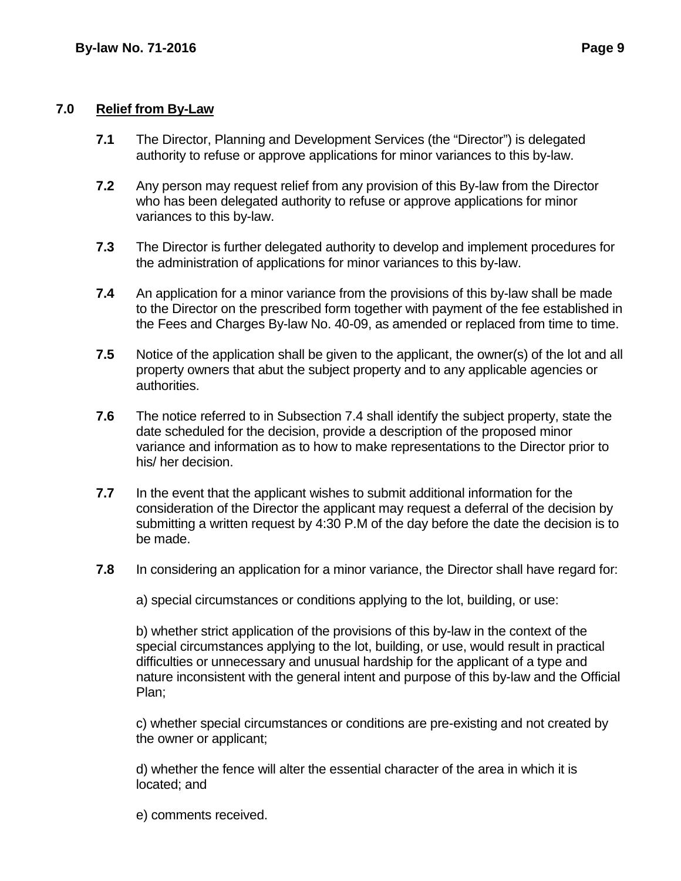## 7.0 Relief from By-Law

**7.1** The Director, Planning and Development Services (the "Director") is delegated authority to refuse or approve applications for minor variances to this by-law.

**7.2** Any person may request relief from any provision of this By-law from the Director who has been delegated authority to refuse or approve applications for minor variances to this by-law.

**7.3** The Director is further delegated authority to develop and implement procedures for the administration of applications for minor variances to this by-law.

**7.4** An application for a minor variance from the provisions of this by-law shall be made to the Director on the prescribed form together with payment of the fee established in the Fees and Charges By-law No. 40-09, as amended or replaced from time to time.

**7.5** Notice of the application shall be given to the applicant, the owner(s) of the lot and all property owners that abut the subject property and to any applicable agencies or authorities.

**7.6** The notice referred to in Subsection 7.4 shall identify the subject property, state the date scheduled for the decision, provide a description of the proposed minor variance and information as to how to make representations to the Director prior to his/ her decision.

**7.7** In the event that the applicant wishes to submit additional information for the consideration of the Director the applicant may request a deferral of the decision by submitting a written request by 4:30 P.M of the day before the date the decision is to be made.

**7.8** In considering an application for a minor variance, the Director shall have regard for:

a) special circumstances or conditions applying to the lot, building, or use:

b) whether strict application of the provisions of this by-law in the context of the special circumstances applying to the lot, building, or use, would result in practical difficulties or unnecessary and unusual hardship for the applicant of a type and nature inconsistent with the general intent and purpose of this by-law and the Official Plan;

c) whether special circumstances or conditions are pre-existing and not created by the owner or applicant;

d) whether the fence will alter the essential character of the area in which it is located; and

e) comments received.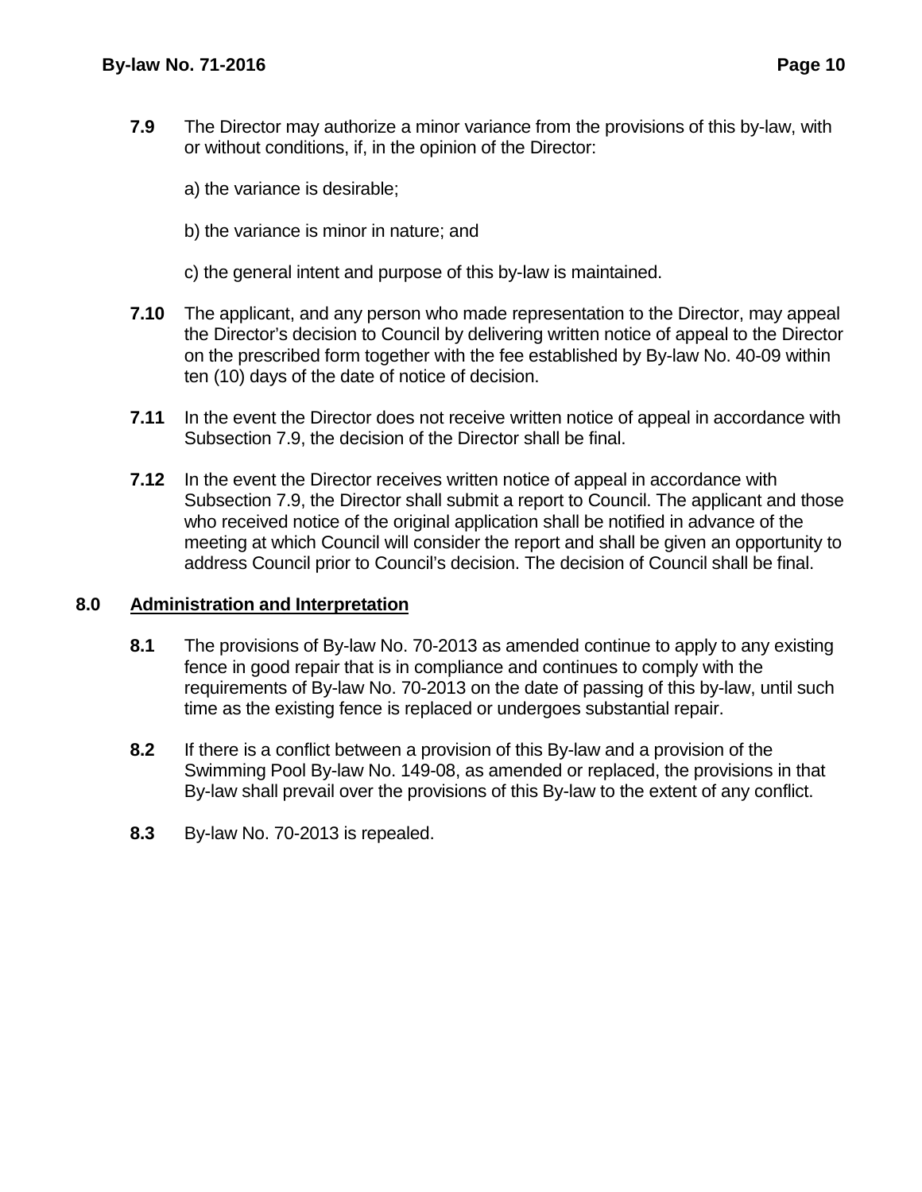**7.9** The Director may authorize a minor variance from the provisions of this by-law, with or without conditions, if, in the opinion of the Director:

a) the variance is desirable;

b) the variance is minor in nature; and

c) the general intent and purpose of this by-law is maintained.

**7.10** The applicant, and any person who made representation to the Director, may appeal the Director's decision to Council by delivering written notice of appeal to the Director on the prescribed form together with the fee established by By-law No. 40-09 within ten (10) days of the date of notice of decision.

**7.11** In the event the Director does not receive written notice of appeal in accordance with Subsection 7.9, the decision of the Director shall be final.

**7.12** In the event the Director receives written notice of appeal in accordance with Subsection 7.9, the Director shall submit a report to Council. The applicant and those who received notice of the original application shall be notified in advance of the meeting at which Council will consider the report and shall be given an opportunity to address Council prior to Council's decision. The decision of Council shall be final.

## 8.0 Administration and Interpretation

**8.1** The provisions of By-law No. 70-2013 as amended continue to apply to any existing fence in good repair that is in compliance and continues to comply with the requirements of By-law No. 70-2013 on the date of passing of this by-law, until such time as the existing fence is replaced or undergoes substantial repair.

**8.2** If there is a conflict between a provision of this By-law and a provision of the Swimming Pool By-law No. 149-08, as amended or replaced, the provisions in that By-law shall prevail over the provisions of this By-law to the extent of any conflict.

**8.3** By-law No. 70-2013 is repealed.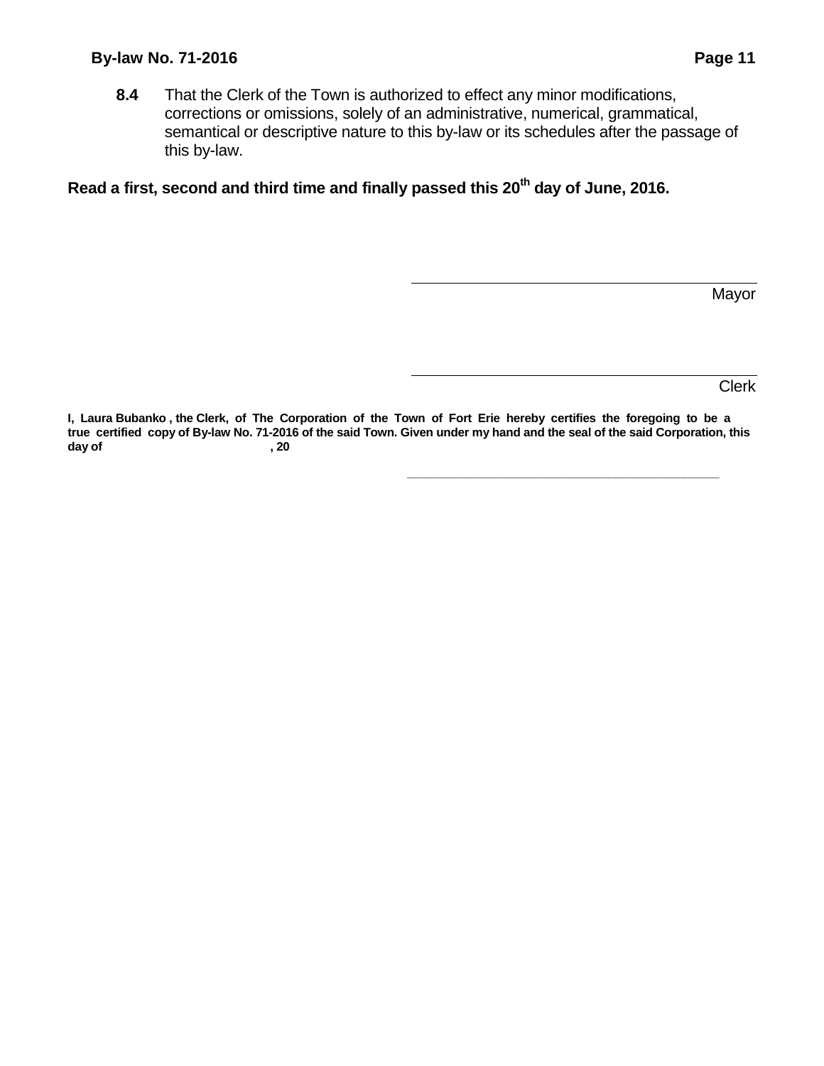**8.4** That the Clerk of the Town is authorized to effect any minor modifications, corrections or omissions, solely of an administrative, numerical, grammatical, semantical or descriptive nature to this by-law or its schedules after the passage of this by-law.

**Read a first, second and third time and finally passed this 20th day of June, 2016.**

\_\_\_\_\_\_\_\_\_\_\_\_\_\_\_\_\_\_\_\_\_\_\_\_\_\_\_\_\_\_\_\_\_\_\_\_\_\_\_\_

Mayor

\_\_\_\_\_\_\_\_\_\_\_\_\_\_\_\_\_\_\_\_\_\_\_\_\_\_\_\_\_\_\_\_\_\_\_\_\_\_\_\_

Clerk

**I, Laura Bubanko , the Clerk, of The Corporation of the Town of Fort Erie hereby certifies the foregoing to be a true certified copy of By-law No. 71-2016 of the said Town. Given under my hand and the seal of the said Corporation, this day of , 20**

\_\_\_\_\_\_\_\_\_\_\_\_\_\_\_\_\_\_\_\_\_\_\_\_\_\_\_\_\_\_\_\_\_\_\_\_\_\_\_\_